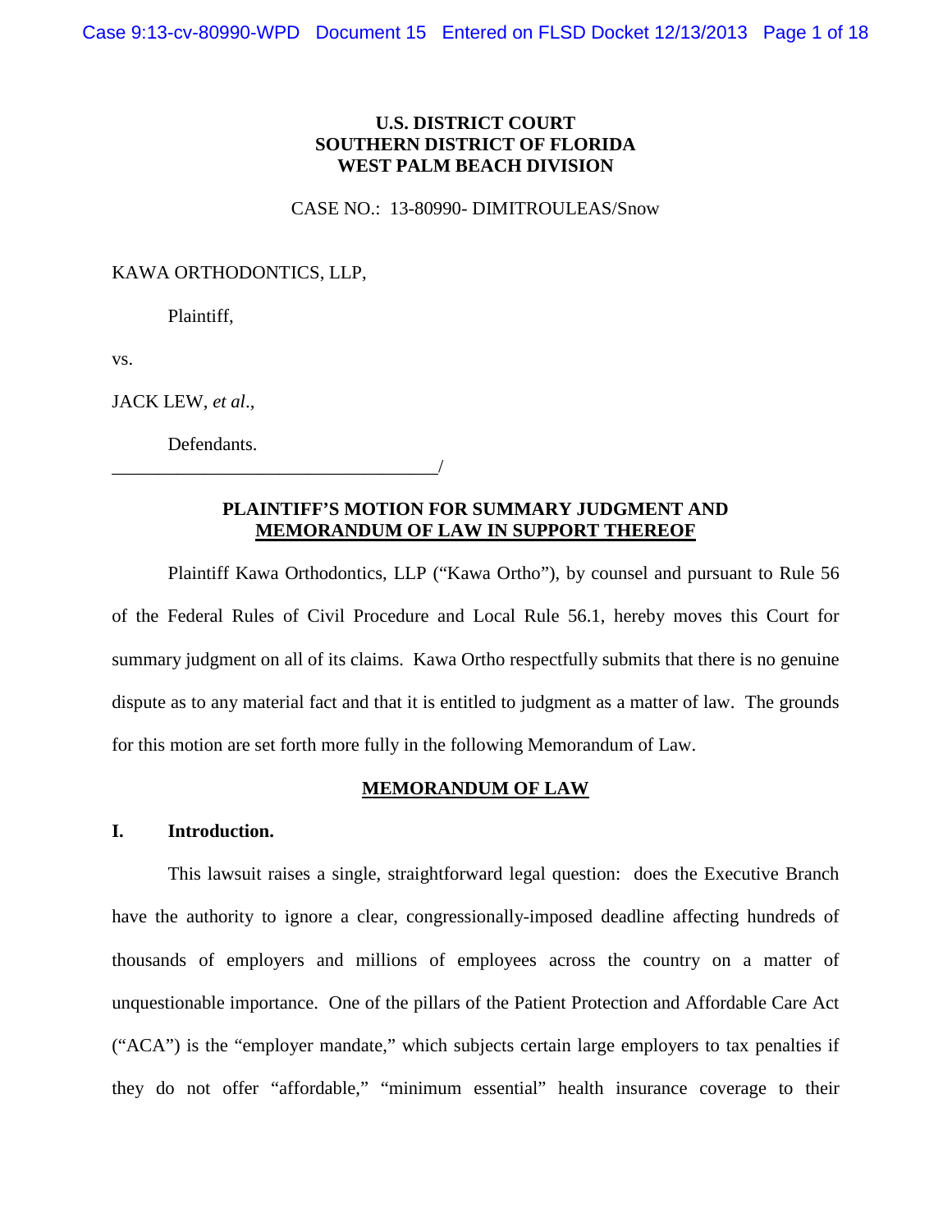**U.S. DISTRICT COURT**
**SOUTHERN DISTRICT OF FLORIDA**
**WEST PALM BEACH DIVISION**

CASE NO.: 13-80990- DIMITROULEAS/Snow

KAWA ORTHODONTICS, LLP,

Plaintiff,

vs.

JACK LEW, *et al*.,

Defendants.

\_\_\_\_\_\_\_\_\_\_\_\_\_\_\_\_\_\_\_\_\_\_\_\_\_\_\_\_\_\_\_\_\_\_\_\_/

**PLAINTIFF'S MOTION FOR SUMMARY JUDGMENT AND**
**MEMORANDUM OF LAW IN SUPPORT THEREOF**

Plaintiff Kawa Orthodontics, LLP ("Kawa Ortho"), by counsel and pursuant to Rule 56 of the Federal Rules of Civil Procedure and Local Rule 56.1, hereby moves this Court for summary judgment on all of its claims. Kawa Ortho respectfully submits that there is no genuine dispute as to any material fact and that it is entitled to judgment as a matter of law. The grounds for this motion are set forth more fully in the following Memorandum of Law.

**MEMORANDUM OF LAW**

## I. Introduction.

This lawsuit raises a single, straightforward legal question: does the Executive Branch have the authority to ignore a clear, congressionally-imposed deadline affecting hundreds of thousands of employers and millions of employees across the country on a matter of unquestionable importance. One of the pillars of the Patient Protection and Affordable Care Act ("ACA") is the "employer mandate," which subjects certain large employers to tax penalties if they do not offer "affordable," "minimum essential" health insurance coverage to their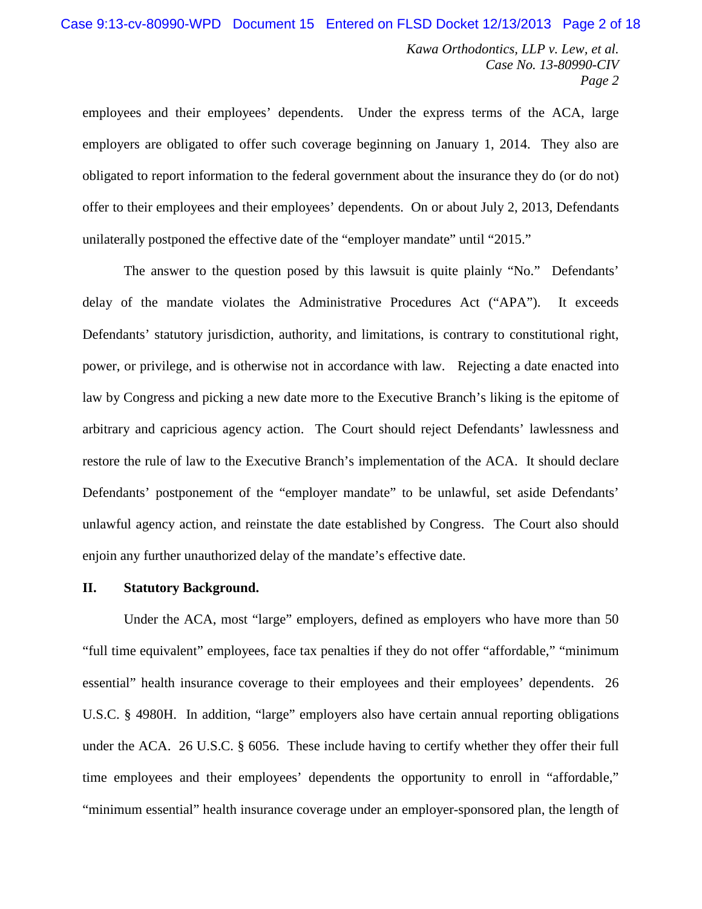employees and their employees' dependents. Under the express terms of the ACA, large employers are obligated to offer such coverage beginning on January 1, 2014. They also are obligated to report information to the federal government about the insurance they do (or do not) offer to their employees and their employees' dependents. On or about July 2, 2013, Defendants unilaterally postponed the effective date of the "employer mandate" until "2015."

The answer to the question posed by this lawsuit is quite plainly "No." Defendants' delay of the mandate violates the Administrative Procedures Act ("APA"). It exceeds Defendants' statutory jurisdiction, authority, and limitations, is contrary to constitutional right, power, or privilege, and is otherwise not in accordance with law. Rejecting a date enacted into law by Congress and picking a new date more to the Executive Branch's liking is the epitome of arbitrary and capricious agency action. The Court should reject Defendants' lawlessness and restore the rule of law to the Executive Branch's implementation of the ACA. It should declare Defendants' postponement of the "employer mandate" to be unlawful, set aside Defendants' unlawful agency action, and reinstate the date established by Congress. The Court also should enjoin any further unauthorized delay of the mandate's effective date.

## II. Statutory Background.

Under the ACA, most "large" employers, defined as employers who have more than 50 "full time equivalent" employees, face tax penalties if they do not offer "affordable," "minimum essential" health insurance coverage to their employees and their employees' dependents. 26 U.S.C. § 4980H. In addition, "large" employers also have certain annual reporting obligations under the ACA. 26 U.S.C. § 6056. These include having to certify whether they offer their full time employees and their employees' dependents the opportunity to enroll in "affordable," "minimum essential" health insurance coverage under an employer-sponsored plan, the length of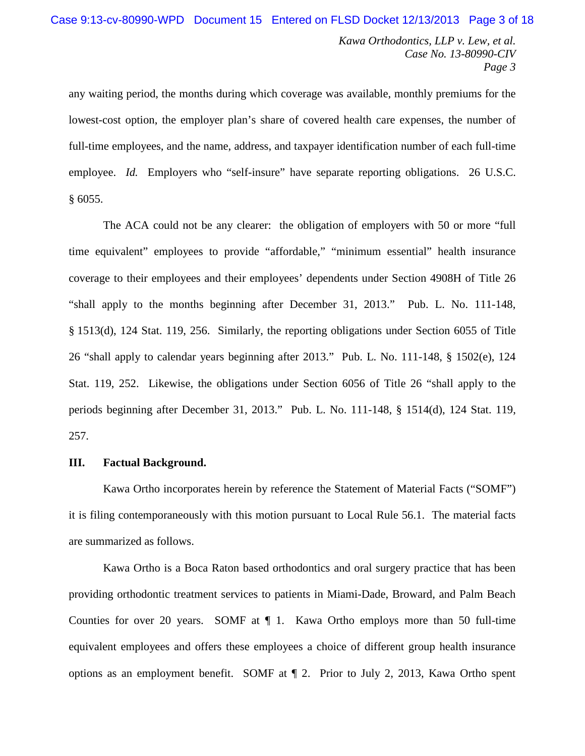any waiting period, the months during which coverage was available, monthly premiums for the lowest-cost option, the employer plan's share of covered health care expenses, the number of full-time employees, and the name, address, and taxpayer identification number of each full-time employee. *Id.* Employers who "self-insure" have separate reporting obligations. 26 U.S.C. § 6055.

The ACA could not be any clearer: the obligation of employers with 50 or more "full time equivalent" employees to provide "affordable," "minimum essential" health insurance coverage to their employees and their employees' dependents under Section 4908H of Title 26 "shall apply to the months beginning after December 31, 2013." Pub. L. No. 111-148, § 1513(d), 124 Stat. 119, 256. Similarly, the reporting obligations under Section 6055 of Title 26 "shall apply to calendar years beginning after 2013." Pub. L. No. 111-148, § 1502(e), 124 Stat. 119, 252. Likewise, the obligations under Section 6056 of Title 26 "shall apply to the periods beginning after December 31, 2013." Pub. L. No. 111-148, § 1514(d), 124 Stat. 119, 257.

**III. Factual Background.**

Kawa Ortho incorporates herein by reference the Statement of Material Facts ("SOMF") it is filing contemporaneously with this motion pursuant to Local Rule 56.1. The material facts are summarized as follows.

Kawa Ortho is a Boca Raton based orthodontics and oral surgery practice that has been providing orthodontic treatment services to patients in Miami-Dade, Broward, and Palm Beach Counties for over 20 years. SOMF at ¶ 1. Kawa Ortho employs more than 50 full-time equivalent employees and offers these employees a choice of different group health insurance options as an employment benefit. SOMF at ¶ 2. Prior to July 2, 2013, Kawa Ortho spent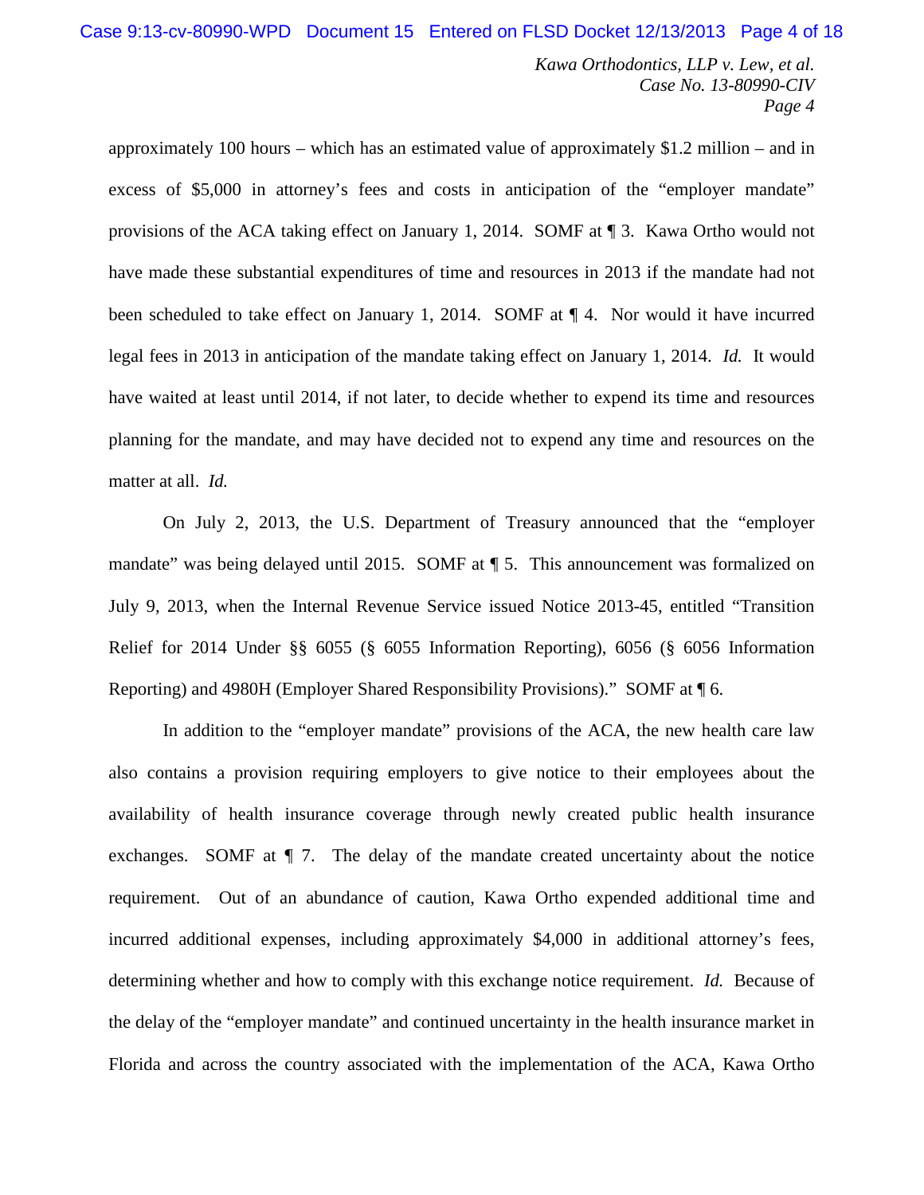approximately 100 hours – which has an estimated value of approximately $1.2 million – and in excess of $5,000 in attorney's fees and costs in anticipation of the "employer mandate" provisions of the ACA taking effect on January 1, 2014. SOMF at ¶ 3. Kawa Ortho would not have made these substantial expenditures of time and resources in 2013 if the mandate had not been scheduled to take effect on January 1, 2014. SOMF at ¶ 4. Nor would it have incurred legal fees in 2013 in anticipation of the mandate taking effect on January 1, 2014. *Id.* It would have waited at least until 2014, if not later, to decide whether to expend its time and resources planning for the mandate, and may have decided not to expend any time and resources on the matter at all. *Id.*

On July 2, 2013, the U.S. Department of Treasury announced that the "employer mandate" was being delayed until 2015. SOMF at ¶ 5. This announcement was formalized on July 9, 2013, when the Internal Revenue Service issued Notice 2013-45, entitled "Transition Relief for 2014 Under §§ 6055 (§ 6055 Information Reporting), 6056 (§ 6056 Information Reporting) and 4980H (Employer Shared Responsibility Provisions)." SOMF at ¶ 6.

In addition to the "employer mandate" provisions of the ACA, the new health care law also contains a provision requiring employers to give notice to their employees about the availability of health insurance coverage through newly created public health insurance exchanges. SOMF at ¶ 7. The delay of the mandate created uncertainty about the notice requirement. Out of an abundance of caution, Kawa Ortho expended additional time and incurred additional expenses, including approximately $4,000 in additional attorney's fees, determining whether and how to comply with this exchange notice requirement. *Id.* Because of the delay of the "employer mandate" and continued uncertainty in the health insurance market in Florida and across the country associated with the implementation of the ACA, Kawa Ortho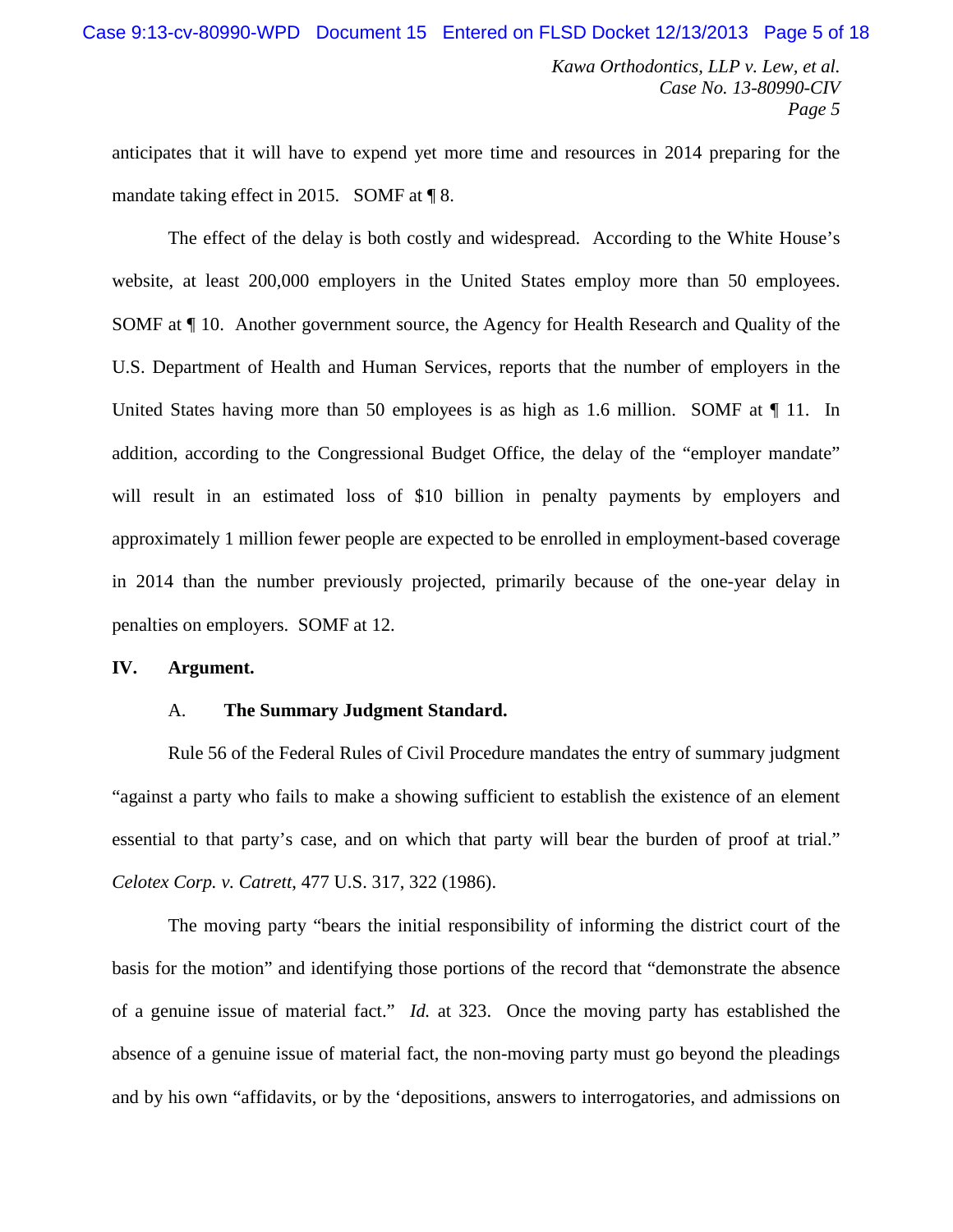anticipates that it will have to expend yet more time and resources in 2014 preparing for the mandate taking effect in 2015. SOMF at ¶ 8.

The effect of the delay is both costly and widespread. According to the White House's website, at least 200,000 employers in the United States employ more than 50 employees. SOMF at ¶ 10. Another government source, the Agency for Health Research and Quality of the U.S. Department of Health and Human Services, reports that the number of employers in the United States having more than 50 employees is as high as 1.6 million. SOMF at ¶ 11. In addition, according to the Congressional Budget Office, the delay of the "employer mandate" will result in an estimated loss of $10 billion in penalty payments by employers and approximately 1 million fewer people are expected to be enrolled in employment-based coverage in 2014 than the number previously projected, primarily because of the one-year delay in penalties on employers. SOMF at 12.

## IV. Argument.

### A. The Summary Judgment Standard.

Rule 56 of the Federal Rules of Civil Procedure mandates the entry of summary judgment "against a party who fails to make a showing sufficient to establish the existence of an element essential to that party's case, and on which that party will bear the burden of proof at trial." *Celotex Corp. v. Catrett*, 477 U.S. 317, 322 (1986).

The moving party "bears the initial responsibility of informing the district court of the basis for the motion" and identifying those portions of the record that "demonstrate the absence of a genuine issue of material fact." *Id.* at 323. Once the moving party has established the absence of a genuine issue of material fact, the non-moving party must go beyond the pleadings and by his own "affidavits, or by the 'depositions, answers to interrogatories, and admissions on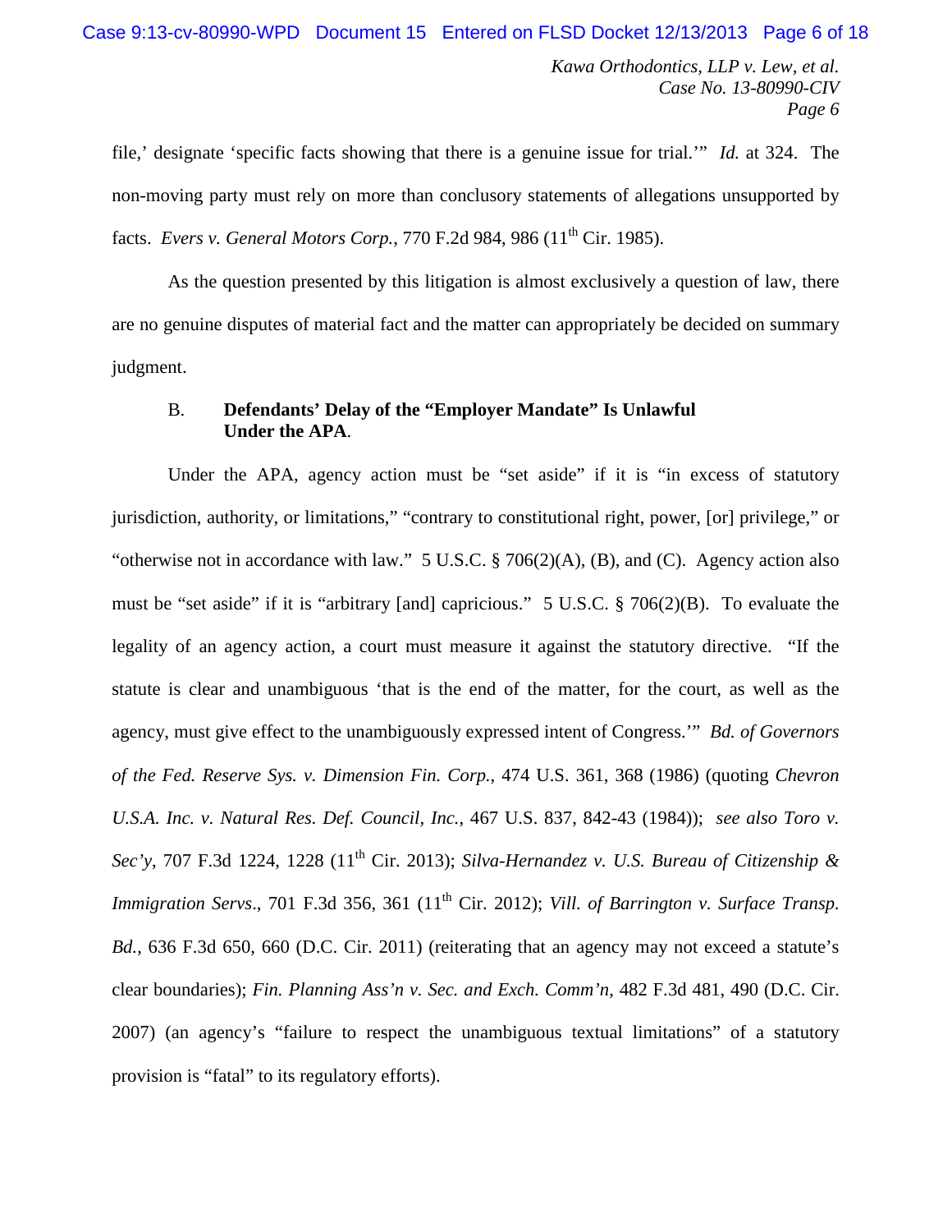file,' designate 'specific facts showing that there is a genuine issue for trial.'" *Id.* at 324. The non-moving party must rely on more than conclusory statements of allegations unsupported by facts. *Evers v. General Motors Corp.*, 770 F.2d 984, 986 (11th Cir. 1985).

As the question presented by this litigation is almost exclusively a question of law, there are no genuine disputes of material fact and the matter can appropriately be decided on summary judgment.

B. **Defendants' Delay of the "Employer Mandate" Is Unlawful Under the APA.**

Under the APA, agency action must be "set aside" if it is "in excess of statutory jurisdiction, authority, or limitations," "contrary to constitutional right, power, [or] privilege," or "otherwise not in accordance with law." 5 U.S.C. § 706(2)(A), (B), and (C). Agency action also must be "set aside" if it is "arbitrary [and] capricious." 5 U.S.C. § 706(2)(B). To evaluate the legality of an agency action, a court must measure it against the statutory directive. "If the statute is clear and unambiguous 'that is the end of the matter, for the court, as well as the agency, must give effect to the unambiguously expressed intent of Congress.'" *Bd. of Governors of the Fed. Reserve Sys. v. Dimension Fin. Corp.*, 474 U.S. 361, 368 (1986) (quoting *Chevron U.S.A. Inc. v. Natural Res. Def. Council, Inc.*, 467 U.S. 837, 842-43 (1984)); *see also Toro v. Sec'y*, 707 F.3d 1224, 1228 (11th Cir. 2013); *Silva-Hernandez v. U.S. Bureau of Citizenship & Immigration Servs*., 701 F.3d 356, 361 (11th Cir. 2012); *Vill. of Barrington v. Surface Transp. Bd.*, 636 F.3d 650, 660 (D.C. Cir. 2011) (reiterating that an agency may not exceed a statute's clear boundaries); *Fin. Planning Ass'n v. Sec. and Exch. Comm'n*, 482 F.3d 481, 490 (D.C. Cir. 2007) (an agency's "failure to respect the unambiguous textual limitations" of a statutory provision is "fatal" to its regulatory efforts).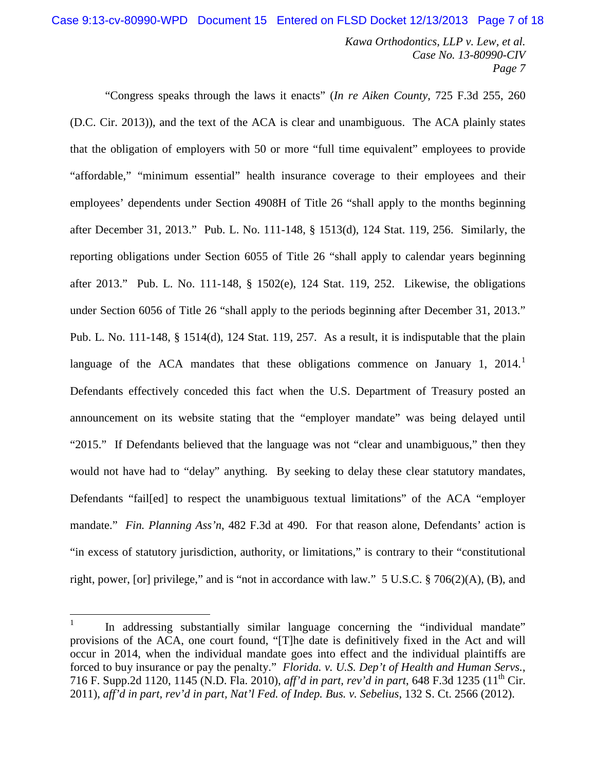"Congress speaks through the laws it enacts" (*In re Aiken County*, 725 F.3d 255, 260 (D.C. Cir. 2013)), and the text of the ACA is clear and unambiguous. The ACA plainly states that the obligation of employers with 50 or more "full time equivalent" employees to provide "affordable," "minimum essential" health insurance coverage to their employees and their employees' dependents under Section 4908H of Title 26 "shall apply to the months beginning after December 31, 2013." Pub. L. No. 111-148, § 1513(d), 124 Stat. 119, 256. Similarly, the reporting obligations under Section 6055 of Title 26 "shall apply to calendar years beginning after 2013." Pub. L. No. 111-148, § 1502(e), 124 Stat. 119, 252. Likewise, the obligations under Section 6056 of Title 26 "shall apply to the periods beginning after December 31, 2013." Pub. L. No. 111-148, § 1514(d), 124 Stat. 119, 257. As a result, it is indisputable that the plain language of the ACA mandates that these obligations commence on January 1, 2014.[1] Defendants effectively conceded this fact when the U.S. Department of Treasury posted an announcement on its website stating that the "employer mandate" was being delayed until "2015." If Defendants believed that the language was not "clear and unambiguous," then they would not have had to "delay" anything. By seeking to delay these clear statutory mandates, Defendants "fail[ed] to respect the unambiguous textual limitations" of the ACA "employer mandate." *Fin. Planning Ass'n*, 482 F.3d at 490. For that reason alone, Defendants' action is "in excess of statutory jurisdiction, authority, or limitations," is contrary to their "constitutional right, power, [or] privilege," and is "not in accordance with law." 5 U.S.C. § 706(2)(A), (B), and

---

[1] In addressing substantially similar language concerning the "individual mandate" provisions of the ACA, one court found, "[T]he date is definitively fixed in the Act and will occur in 2014, when the individual mandate goes into effect and the individual plaintiffs are forced to buy insurance or pay the penalty." *Florida. v. U.S. Dep't of Health and Human Servs.*, 716 F. Supp.2d 1120, 1145 (N.D. Fla. 2010), *aff'd in part, rev'd in part*, 648 F.3d 1235 (11th Cir. 2011), *aff'd in part, rev'd in part, Nat'l Fed. of Indep. Bus. v. Sebelius*, 132 S. Ct. 2566 (2012).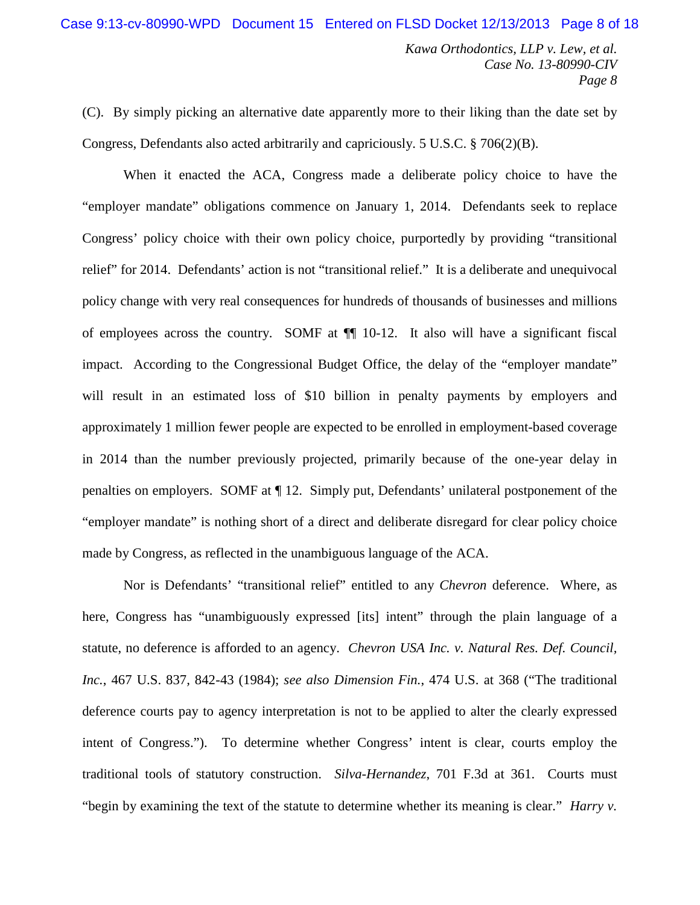(C). By simply picking an alternative date apparently more to their liking than the date set by Congress, Defendants also acted arbitrarily and capriciously. 5 U.S.C. § 706(2)(B).

When it enacted the ACA, Congress made a deliberate policy choice to have the "employer mandate" obligations commence on January 1, 2014. Defendants seek to replace Congress' policy choice with their own policy choice, purportedly by providing "transitional relief" for 2014. Defendants' action is not "transitional relief." It is a deliberate and unequivocal policy change with very real consequences for hundreds of thousands of businesses and millions of employees across the country. SOMF at ¶¶ 10-12. It also will have a significant fiscal impact. According to the Congressional Budget Office, the delay of the "employer mandate" will result in an estimated loss of $10 billion in penalty payments by employers and approximately 1 million fewer people are expected to be enrolled in employment-based coverage in 2014 than the number previously projected, primarily because of the one-year delay in penalties on employers. SOMF at ¶ 12. Simply put, Defendants' unilateral postponement of the "employer mandate" is nothing short of a direct and deliberate disregard for clear policy choice made by Congress, as reflected in the unambiguous language of the ACA.

Nor is Defendants' "transitional relief" entitled to any *Chevron* deference. Where, as here, Congress has "unambiguously expressed [its] intent" through the plain language of a statute, no deference is afforded to an agency. *Chevron USA Inc. v. Natural Res. Def. Council, Inc.*, 467 U.S. 837, 842-43 (1984); *see also Dimension Fin.*, 474 U.S. at 368 ("The traditional deference courts pay to agency interpretation is not to be applied to alter the clearly expressed intent of Congress."). To determine whether Congress' intent is clear, courts employ the traditional tools of statutory construction. *Silva-Hernandez*, 701 F.3d at 361. Courts must "begin by examining the text of the statute to determine whether its meaning is clear." *Harry v.*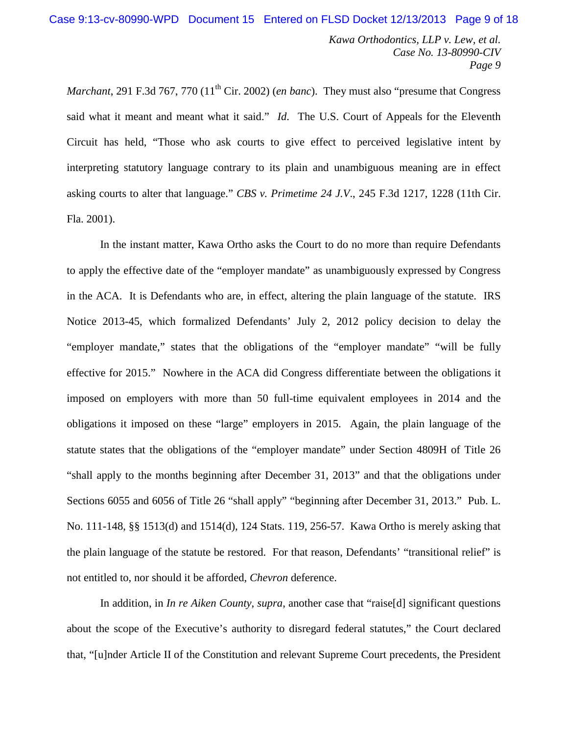*Marchant*, 291 F.3d 767, 770 (11th Cir. 2002) (*en banc*). They must also "presume that Congress said what it meant and meant what it said." *Id.* The U.S. Court of Appeals for the Eleventh Circuit has held, "Those who ask courts to give effect to perceived legislative intent by interpreting statutory language contrary to its plain and unambiguous meaning are in effect asking courts to alter that language." *CBS v. Primetime 24 J.V.*, 245 F.3d 1217, 1228 (11th Cir. Fla. 2001).

In the instant matter, Kawa Ortho asks the Court to do no more than require Defendants to apply the effective date of the "employer mandate" as unambiguously expressed by Congress in the ACA. It is Defendants who are, in effect, altering the plain language of the statute. IRS Notice 2013-45, which formalized Defendants' July 2, 2012 policy decision to delay the "employer mandate," states that the obligations of the "employer mandate" "will be fully effective for 2015." Nowhere in the ACA did Congress differentiate between the obligations it imposed on employers with more than 50 full-time equivalent employees in 2014 and the obligations it imposed on these "large" employers in 2015. Again, the plain language of the statute states that the obligations of the "employer mandate" under Section 4809H of Title 26 "shall apply to the months beginning after December 31, 2013" and that the obligations under Sections 6055 and 6056 of Title 26 "shall apply" "beginning after December 31, 2013." Pub. L. No. 111-148, §§ 1513(d) and 1514(d), 124 Stats. 119, 256-57. Kawa Ortho is merely asking that the plain language of the statute be restored. For that reason, Defendants' "transitional relief" is not entitled to, nor should it be afforded, *Chevron* deference.

In addition, in *In re Aiken County*, *supra*, another case that "raise[d] significant questions about the scope of the Executive's authority to disregard federal statutes," the Court declared that, "[u]nder Article II of the Constitution and relevant Supreme Court precedents, the President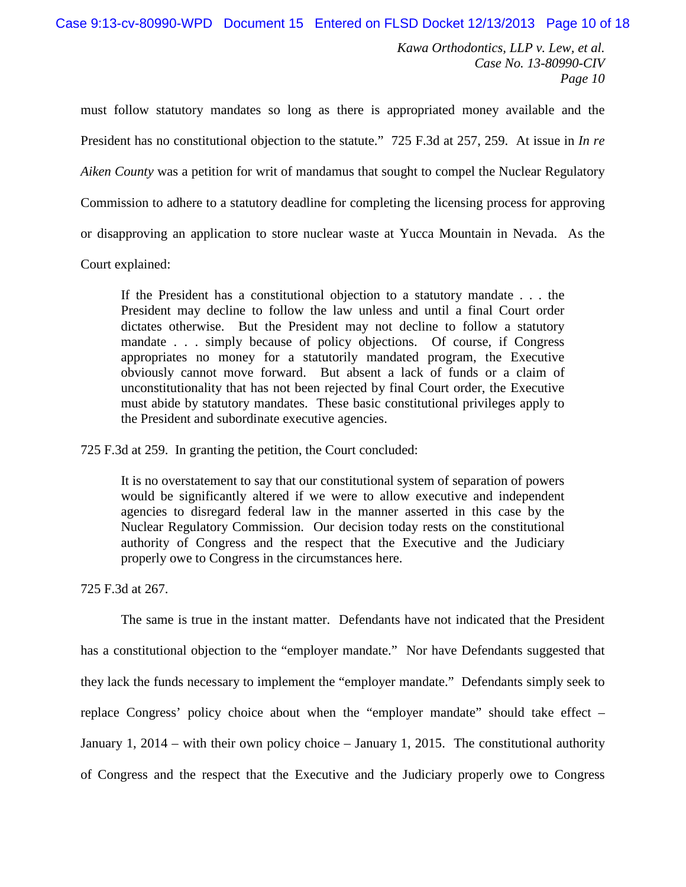must follow statutory mandates so long as there is appropriated money available and the President has no constitutional objection to the statute." 725 F.3d at 257, 259. At issue in *In re Aiken County* was a petition for writ of mandamus that sought to compel the Nuclear Regulatory Commission to adhere to a statutory deadline for completing the licensing process for approving or disapproving an application to store nuclear waste at Yucca Mountain in Nevada. As the Court explained:

> If the President has a constitutional objection to a statutory mandate . . . the President may decline to follow the law unless and until a final Court order dictates otherwise. But the President may not decline to follow a statutory mandate . . . simply because of policy objections. Of course, if Congress appropriates no money for a statutorily mandated program, the Executive obviously cannot move forward. But absent a lack of funds or a claim of unconstitutionality that has not been rejected by final Court order, the Executive must abide by statutory mandates. These basic constitutional privileges apply to the President and subordinate executive agencies.

725 F.3d at 259. In granting the petition, the Court concluded:

> It is no overstatement to say that our constitutional system of separation of powers would be significantly altered if we were to allow executive and independent agencies to disregard federal law in the manner asserted in this case by the Nuclear Regulatory Commission. Our decision today rests on the constitutional authority of Congress and the respect that the Executive and the Judiciary properly owe to Congress in the circumstances here.

725 F.3d at 267.

The same is true in the instant matter. Defendants have not indicated that the President has a constitutional objection to the "employer mandate." Nor have Defendants suggested that they lack the funds necessary to implement the "employer mandate." Defendants simply seek to replace Congress' policy choice about when the "employer mandate" should take effect – January 1, 2014 – with their own policy choice – January 1, 2015. The constitutional authority of Congress and the respect that the Executive and the Judiciary properly owe to Congress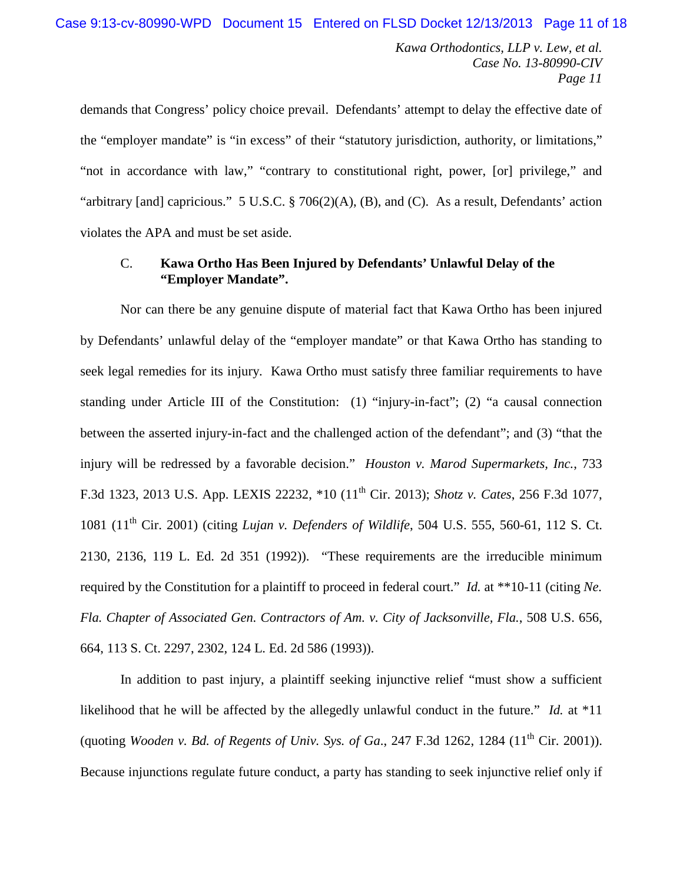demands that Congress' policy choice prevail. Defendants' attempt to delay the effective date of the "employer mandate" is "in excess" of their "statutory jurisdiction, authority, or limitations," "not in accordance with law," "contrary to constitutional right, power, [or] privilege," and "arbitrary [and] capricious." 5 U.S.C. § 706(2)(A), (B), and (C). As a result, Defendants' action violates the APA and must be set aside.

### C. Kawa Ortho Has Been Injured by Defendants' Unlawful Delay of the "Employer Mandate".

Nor can there be any genuine dispute of material fact that Kawa Ortho has been injured by Defendants' unlawful delay of the "employer mandate" or that Kawa Ortho has standing to seek legal remedies for its injury. Kawa Ortho must satisfy three familiar requirements to have standing under Article III of the Constitution: (1) "injury-in-fact"; (2) "a causal connection between the asserted injury-in-fact and the challenged action of the defendant"; and (3) "that the injury will be redressed by a favorable decision." *Houston v. Marod Supermarkets, Inc.*, 733 F.3d 1323, 2013 U.S. App. LEXIS 22232, *10 (11th Cir. 2013); *Shotz v. Cates*, 256 F.3d 1077, 1081 (11th Cir. 2001) (citing *Lujan v. Defenders of Wildlife*, 504 U.S. 555, 560-61, 112 S. Ct. 2130, 2136, 119 L. Ed. 2d 351 (1992)). "These requirements are the irreducible minimum required by the Constitution for a plaintiff to proceed in federal court." *Id.* at **10-11 (citing *Ne. Fla. Chapter of Associated Gen. Contractors of Am. v. City of Jacksonville, Fla.*, 508 U.S. 656, 664, 113 S. Ct. 2297, 2302, 124 L. Ed. 2d 586 (1993)).

In addition to past injury, a plaintiff seeking injunctive relief "must show a sufficient likelihood that he will be affected by the allegedly unlawful conduct in the future." *Id.* at *11 (quoting *Wooden v. Bd. of Regents of Univ. Sys. of Ga.*, 247 F.3d 1262, 1284 (11th Cir. 2001)). Because injunctions regulate future conduct, a party has standing to seek injunctive relief only if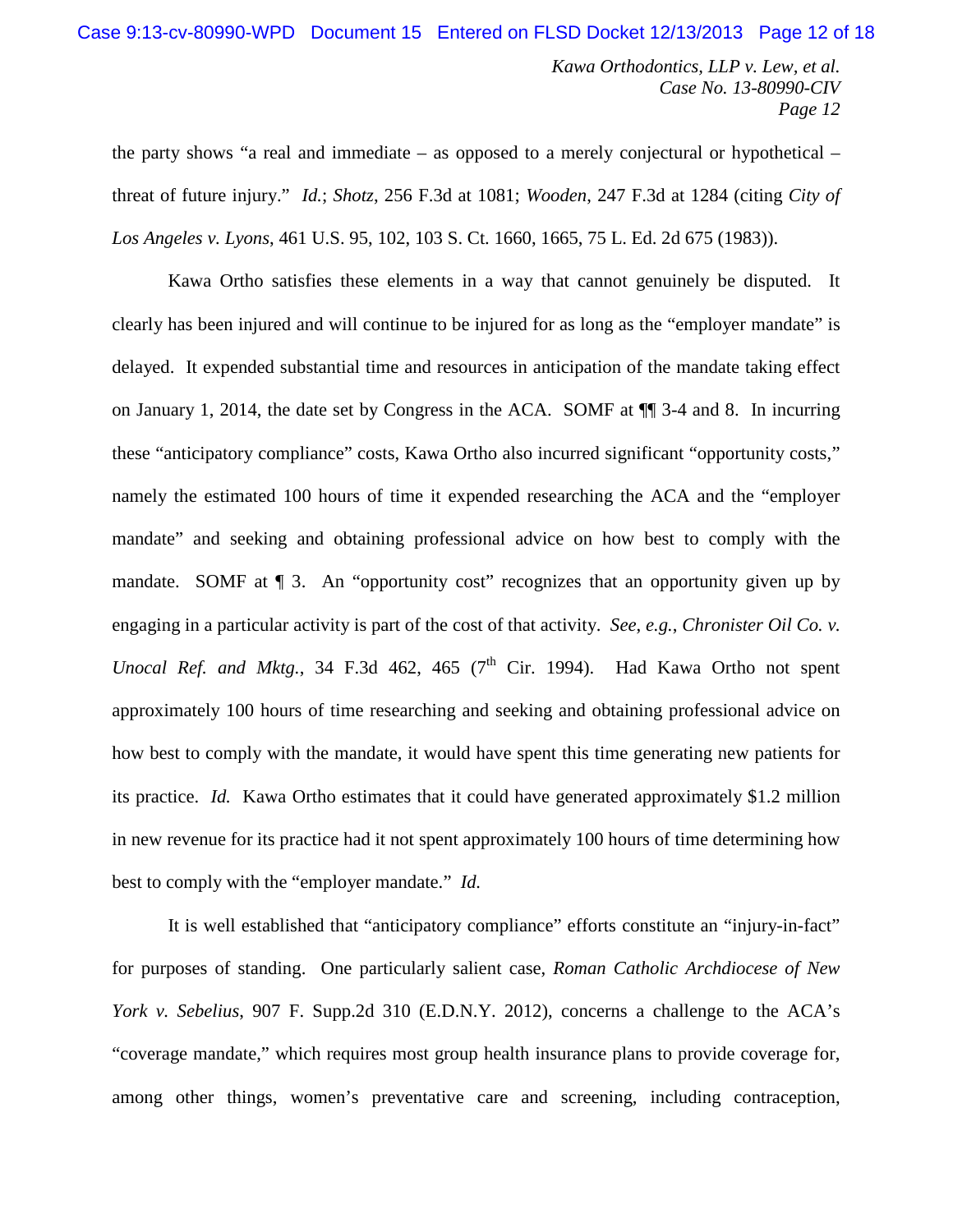the party shows "a real and immediate – as opposed to a merely conjectural or hypothetical – threat of future injury." *Id.*; *Shotz*, 256 F.3d at 1081; *Wooden*, 247 F.3d at 1284 (citing *City of Los Angeles v. Lyons*, 461 U.S. 95, 102, 103 S. Ct. 1660, 1665, 75 L. Ed. 2d 675 (1983)).

Kawa Ortho satisfies these elements in a way that cannot genuinely be disputed. It clearly has been injured and will continue to be injured for as long as the "employer mandate" is delayed. It expended substantial time and resources in anticipation of the mandate taking effect on January 1, 2014, the date set by Congress in the ACA. SOMF at ¶¶ 3-4 and 8. In incurring these "anticipatory compliance" costs, Kawa Ortho also incurred significant "opportunity costs," namely the estimated 100 hours of time it expended researching the ACA and the "employer mandate" and seeking and obtaining professional advice on how best to comply with the mandate. SOMF at ¶ 3. An "opportunity cost" recognizes that an opportunity given up by engaging in a particular activity is part of the cost of that activity. *See*, *e.g.*, *Chronister Oil Co. v. Unocal Ref. and Mktg.*, 34 F.3d 462, 465 (7th Cir. 1994). Had Kawa Ortho not spent approximately 100 hours of time researching and seeking and obtaining professional advice on how best to comply with the mandate, it would have spent this time generating new patients for its practice. *Id.* Kawa Ortho estimates that it could have generated approximately $1.2 million in new revenue for its practice had it not spent approximately 100 hours of time determining how best to comply with the "employer mandate." *Id.*

It is well established that "anticipatory compliance" efforts constitute an "injury-in-fact" for purposes of standing. One particularly salient case, *Roman Catholic Archdiocese of New York v. Sebelius*, 907 F. Supp.2d 310 (E.D.N.Y. 2012), concerns a challenge to the ACA's "coverage mandate," which requires most group health insurance plans to provide coverage for, among other things, women's preventative care and screening, including contraception,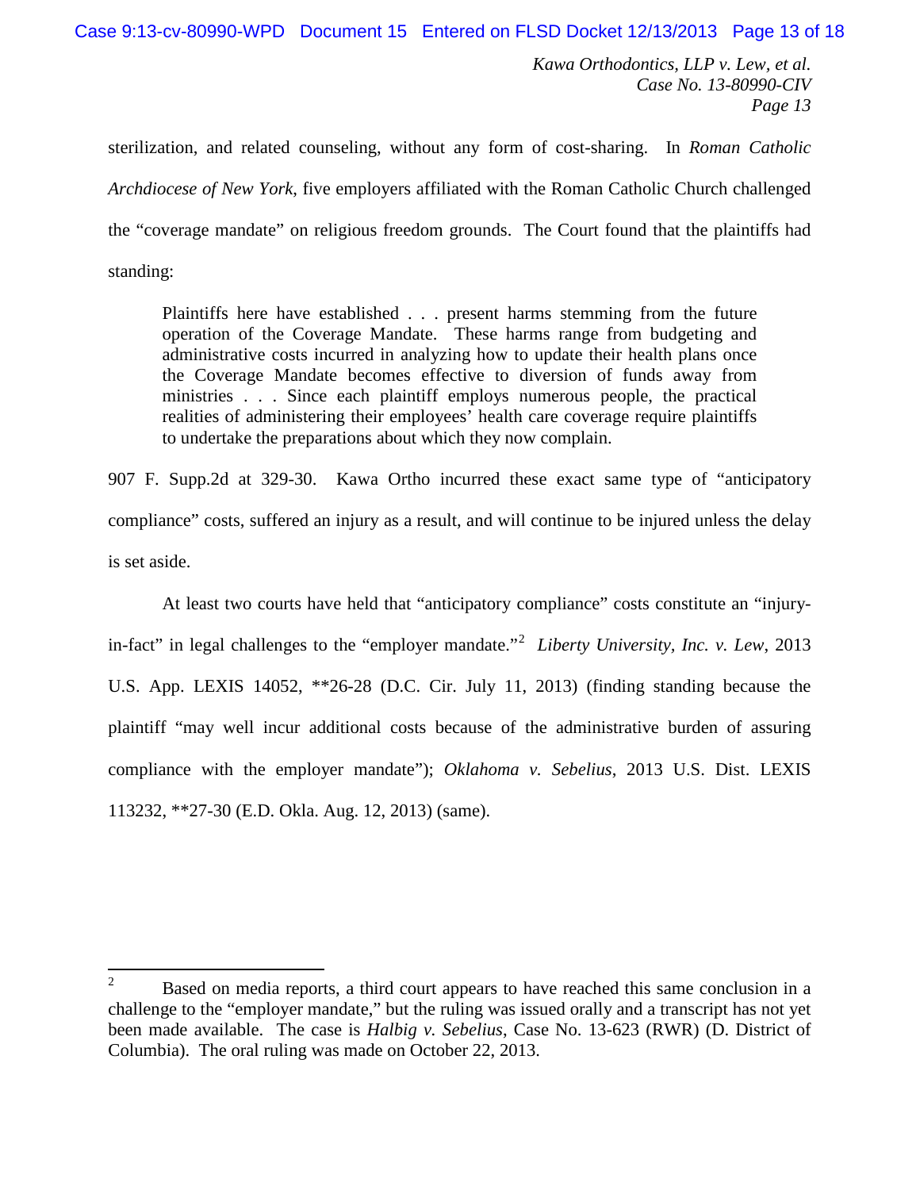sterilization, and related counseling, without any form of cost-sharing. In *Roman Catholic Archdiocese of New York*, five employers affiliated with the Roman Catholic Church challenged the "coverage mandate" on religious freedom grounds. The Court found that the plaintiffs had standing:

> Plaintiffs here have established . . . present harms stemming from the future operation of the Coverage Mandate. These harms range from budgeting and administrative costs incurred in analyzing how to update their health plans once the Coverage Mandate becomes effective to diversion of funds away from ministries . . . Since each plaintiff employs numerous people, the practical realities of administering their employees' health care coverage require plaintiffs to undertake the preparations about which they now complain.

907 F. Supp.2d at 329-30. Kawa Ortho incurred these exact same type of "anticipatory compliance" costs, suffered an injury as a result, and will continue to be injured unless the delay is set aside.

At least two courts have held that "anticipatory compliance" costs constitute an "injury-in-fact" in legal challenges to the "employer mandate."[2] *Liberty University, Inc. v. Lew*, 2013 U.S. App. LEXIS 14052, **26-28 (D.C. Cir. July 11, 2013) (finding standing because the plaintiff "may well incur additional costs because of the administrative burden of assuring compliance with the employer mandate"); *Oklahoma v. Sebelius*, 2013 U.S. Dist. LEXIS 113232, **27-30 (E.D. Okla. Aug. 12, 2013) (same).

---

[2] Based on media reports, a third court appears to have reached this same conclusion in a challenge to the "employer mandate," but the ruling was issued orally and a transcript has not yet been made available. The case is *Halbig v. Sebelius*, Case No. 13-623 (RWR) (D. District of Columbia). The oral ruling was made on October 22, 2013.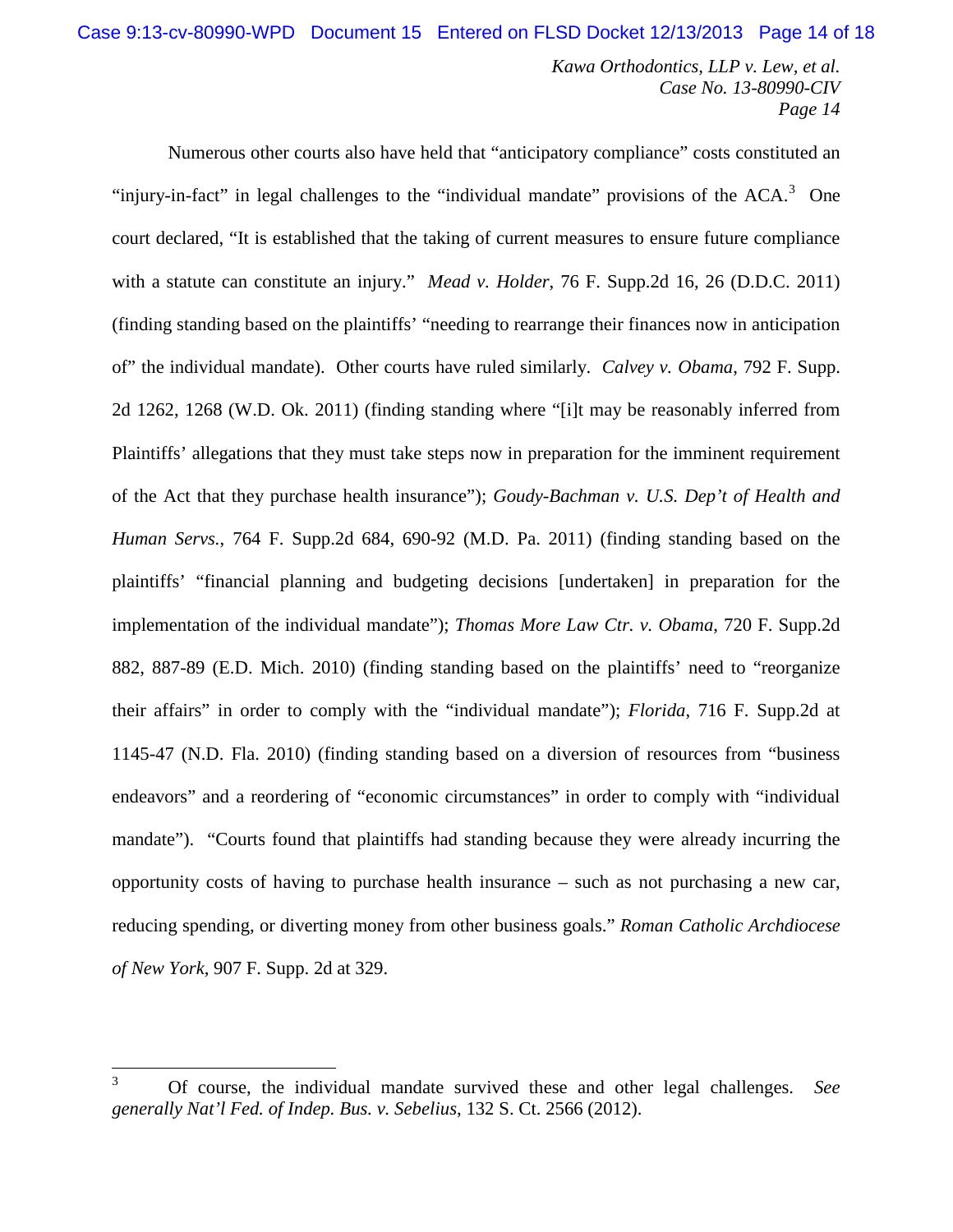Numerous other courts also have held that "anticipatory compliance" costs constituted an "injury-in-fact" in legal challenges to the "individual mandate" provisions of the ACA.[3] One court declared, "It is established that the taking of current measures to ensure future compliance with a statute can constitute an injury." *Mead v. Holder*, 76 F. Supp.2d 16, 26 (D.D.C. 2011) (finding standing based on the plaintiffs' "needing to rearrange their finances now in anticipation of" the individual mandate). Other courts have ruled similarly. *Calvey v. Obama*, 792 F. Supp. 2d 1262, 1268 (W.D. Ok. 2011) (finding standing where "[i]t may be reasonably inferred from Plaintiffs' allegations that they must take steps now in preparation for the imminent requirement of the Act that they purchase health insurance"); *Goudy-Bachman v. U.S. Dep't of Health and Human Servs.*, 764 F. Supp.2d 684, 690-92 (M.D. Pa. 2011) (finding standing based on the plaintiffs' "financial planning and budgeting decisions [undertaken] in preparation for the implementation of the individual mandate"); *Thomas More Law Ctr. v. Obama*, 720 F. Supp.2d 882, 887-89 (E.D. Mich. 2010) (finding standing based on the plaintiffs' need to "reorganize their affairs" in order to comply with the "individual mandate"); *Florida*, 716 F. Supp.2d at 1145-47 (N.D. Fla. 2010) (finding standing based on a diversion of resources from "business endeavors" and a reordering of "economic circumstances" in order to comply with "individual mandate"). "Courts found that plaintiffs had standing because they were already incurring the opportunity costs of having to purchase health insurance – such as not purchasing a new car, reducing spending, or diverting money from other business goals." *Roman Catholic Archdiocese of New York*, 907 F. Supp. 2d at 329.

---

[3] Of course, the individual mandate survived these and other legal challenges. *See generally Nat'l Fed. of Indep. Bus. v. Sebelius*, 132 S. Ct. 2566 (2012).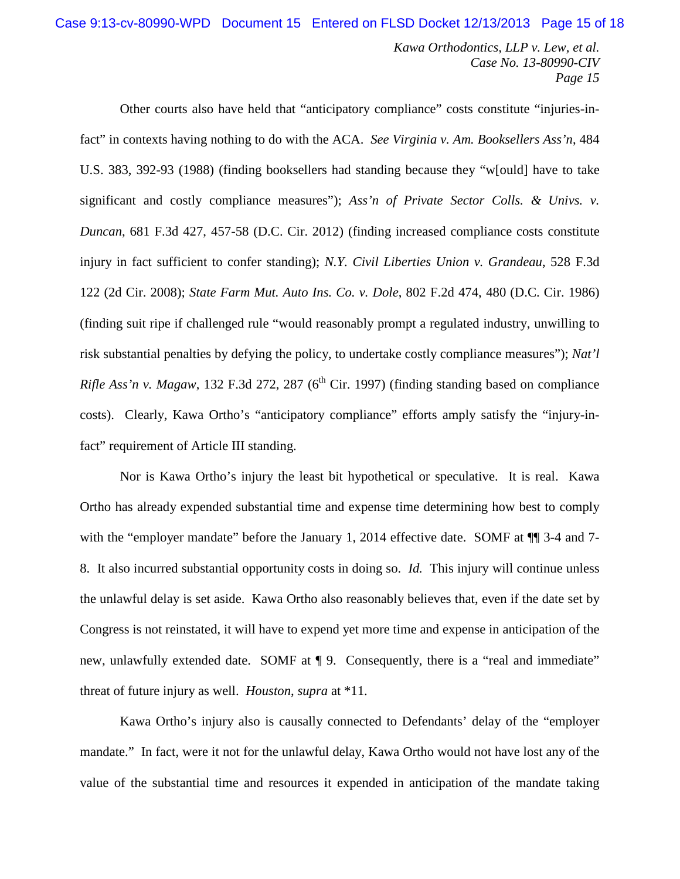Other courts also have held that "anticipatory compliance" costs constitute "injuries-in-fact" in contexts having nothing to do with the ACA. *See Virginia v. Am. Booksellers Ass'n*, 484 U.S. 383, 392-93 (1988) (finding booksellers had standing because they "w[ould] have to take significant and costly compliance measures"); *Ass'n of Private Sector Colls. & Univs. v. Duncan*, 681 F.3d 427, 457-58 (D.C. Cir. 2012) (finding increased compliance costs constitute injury in fact sufficient to confer standing); *N.Y. Civil Liberties Union v. Grandeau*, 528 F.3d 122 (2d Cir. 2008); *State Farm Mut. Auto Ins. Co. v. Dole*, 802 F.2d 474, 480 (D.C. Cir. 1986) (finding suit ripe if challenged rule "would reasonably prompt a regulated industry, unwilling to risk substantial penalties by defying the policy, to undertake costly compliance measures"); *Nat'l Rifle Ass'n v. Magaw*, 132 F.3d 272, 287 (6th Cir. 1997) (finding standing based on compliance costs). Clearly, Kawa Ortho's "anticipatory compliance" efforts amply satisfy the "injury-in-fact" requirement of Article III standing.

Nor is Kawa Ortho's injury the least bit hypothetical or speculative. It is real. Kawa Ortho has already expended substantial time and expense time determining how best to comply with the "employer mandate" before the January 1, 2014 effective date. SOMF at ¶¶ 3-4 and 7-8. It also incurred substantial opportunity costs in doing so. *Id.* This injury will continue unless the unlawful delay is set aside. Kawa Ortho also reasonably believes that, even if the date set by Congress is not reinstated, it will have to expend yet more time and expense in anticipation of the new, unlawfully extended date. SOMF at ¶ 9. Consequently, there is a "real and immediate" threat of future injury as well. *Houston*, *supra* at *11.

Kawa Ortho's injury also is causally connected to Defendants' delay of the "employer mandate." In fact, were it not for the unlawful delay, Kawa Ortho would not have lost any of the value of the substantial time and resources it expended in anticipation of the mandate taking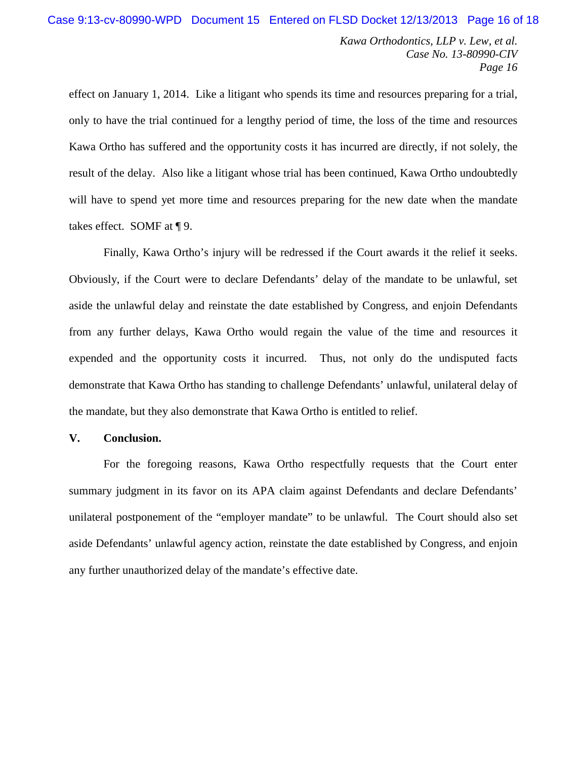effect on January 1, 2014. Like a litigant who spends its time and resources preparing for a trial, only to have the trial continued for a lengthy period of time, the loss of the time and resources Kawa Ortho has suffered and the opportunity costs it has incurred are directly, if not solely, the result of the delay. Also like a litigant whose trial has been continued, Kawa Ortho undoubtedly will have to spend yet more time and resources preparing for the new date when the mandate takes effect. SOMF at ¶ 9.

Finally, Kawa Ortho's injury will be redressed if the Court awards it the relief it seeks. Obviously, if the Court were to declare Defendants' delay of the mandate to be unlawful, set aside the unlawful delay and reinstate the date established by Congress, and enjoin Defendants from any further delays, Kawa Ortho would regain the value of the time and resources it expended and the opportunity costs it incurred. Thus, not only do the undisputed facts demonstrate that Kawa Ortho has standing to challenge Defendants' unlawful, unilateral delay of the mandate, but they also demonstrate that Kawa Ortho is entitled to relief.

## V. Conclusion.

For the foregoing reasons, Kawa Ortho respectfully requests that the Court enter summary judgment in its favor on its APA claim against Defendants and declare Defendants' unilateral postponement of the "employer mandate" to be unlawful. The Court should also set aside Defendants' unlawful agency action, reinstate the date established by Congress, and enjoin any further unauthorized delay of the mandate's effective date.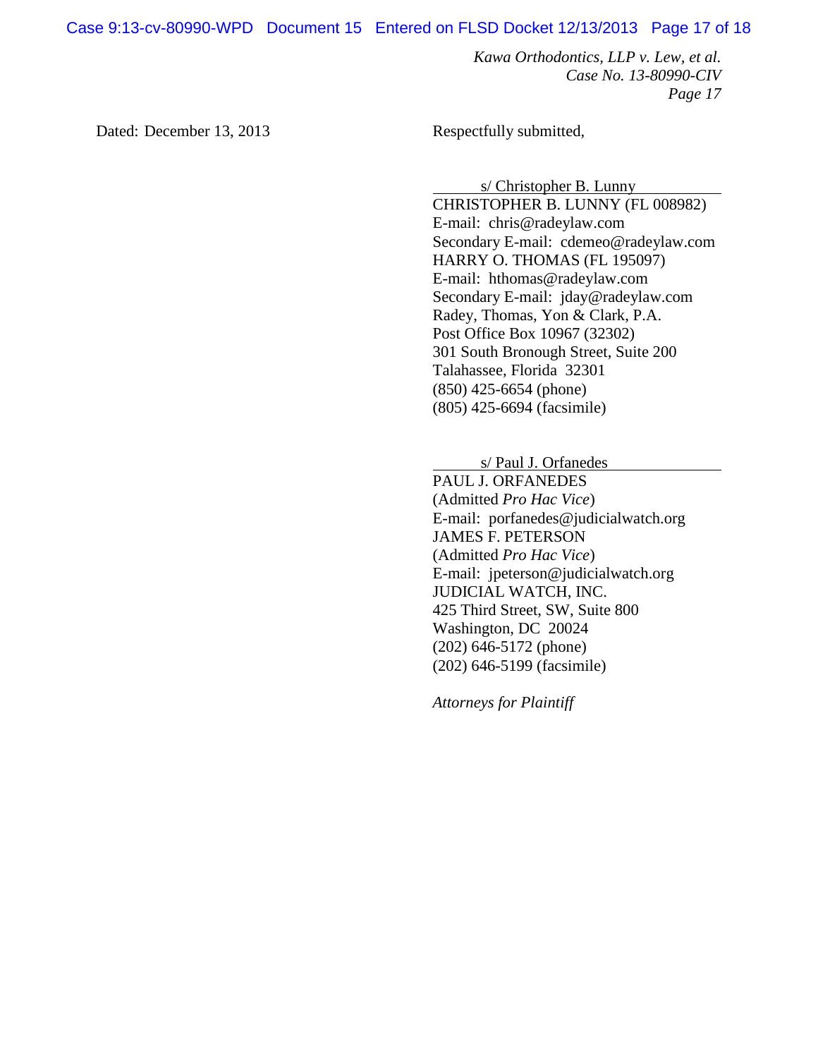Dated: December 13, 2013

Respectfully submitted,

s/ Christopher B. Lunny
CHRISTOPHER B. LUNNY (FL 008982)
E-mail: chris@radeylaw.com
Secondary E-mail: cdemeo@radeylaw.com
HARRY O. THOMAS (FL 195097)
E-mail: hthomas@radeylaw.com
Secondary E-mail: jday@radeylaw.com
Radey, Thomas, Yon & Clark, P.A.
Post Office Box 10967 (32302)
301 South Bronough Street, Suite 200
Talahassee, Florida 32301
(850) 425-6654 (phone)
(805) 425-6694 (facsimile)

s/ Paul J. Orfanedes
PAUL J. ORFANEDES
(Admitted *Pro Hac Vice*)
E-mail: porfanedes@judicialwatch.org
JAMES F. PETERSON
(Admitted *Pro Hac Vice*)
E-mail: jpeterson@judicialwatch.org
JUDICIAL WATCH, INC.
425 Third Street, SW, Suite 800
Washington, DC 20024
(202) 646-5172 (phone)
(202) 646-5199 (facsimile)

*Attorneys for Plaintiff*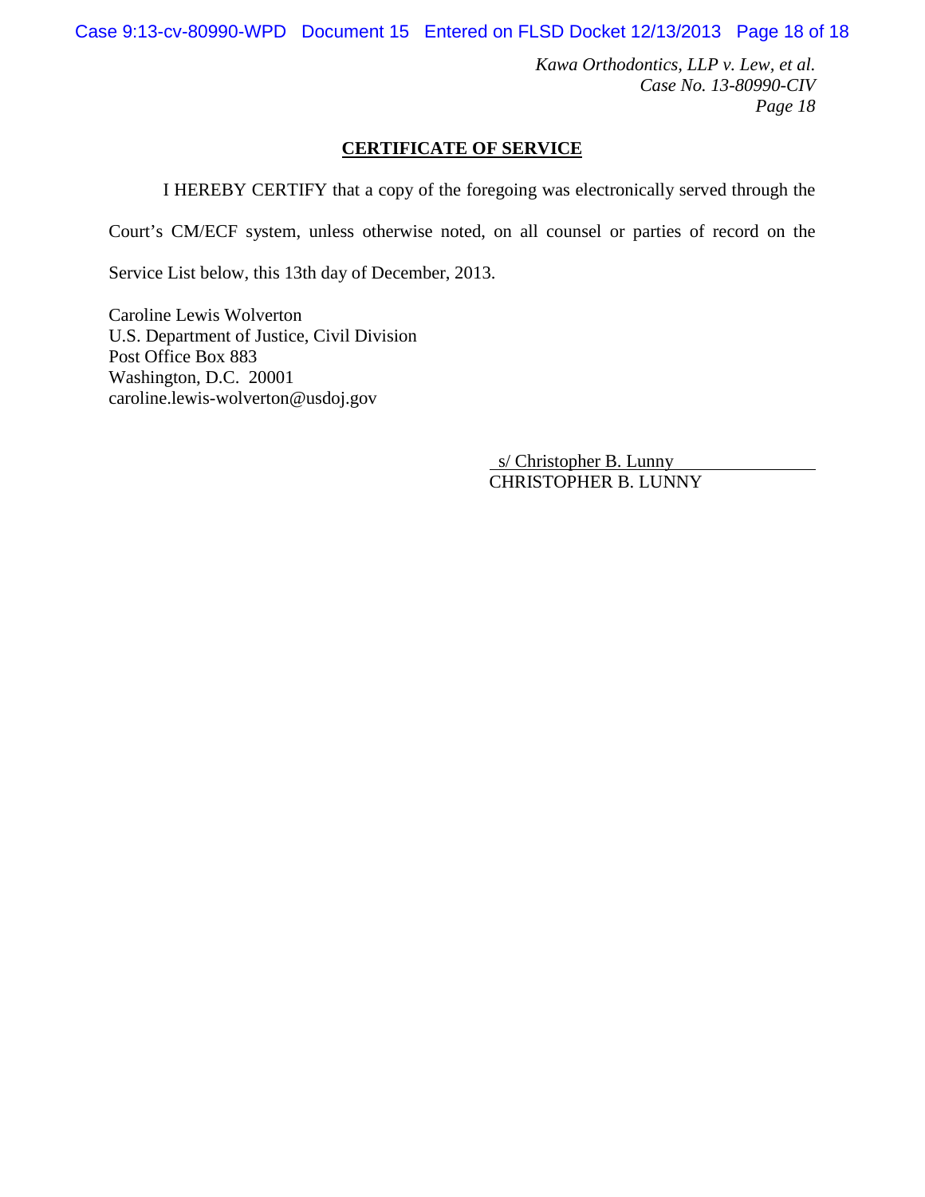## CERTIFICATE OF SERVICE

I HEREBY CERTIFY that a copy of the foregoing was electronically served through the Court's CM/ECF system, unless otherwise noted, on all counsel or parties of record on the Service List below, this 13th day of December, 2013.

Caroline Lewis Wolverton
U.S. Department of Justice, Civil Division
Post Office Box 883
Washington, D.C. 20001
caroline.lewis-wolverton@usdoj.gov

s/ Christopher B. Lunny
CHRISTOPHER B. LUNNY